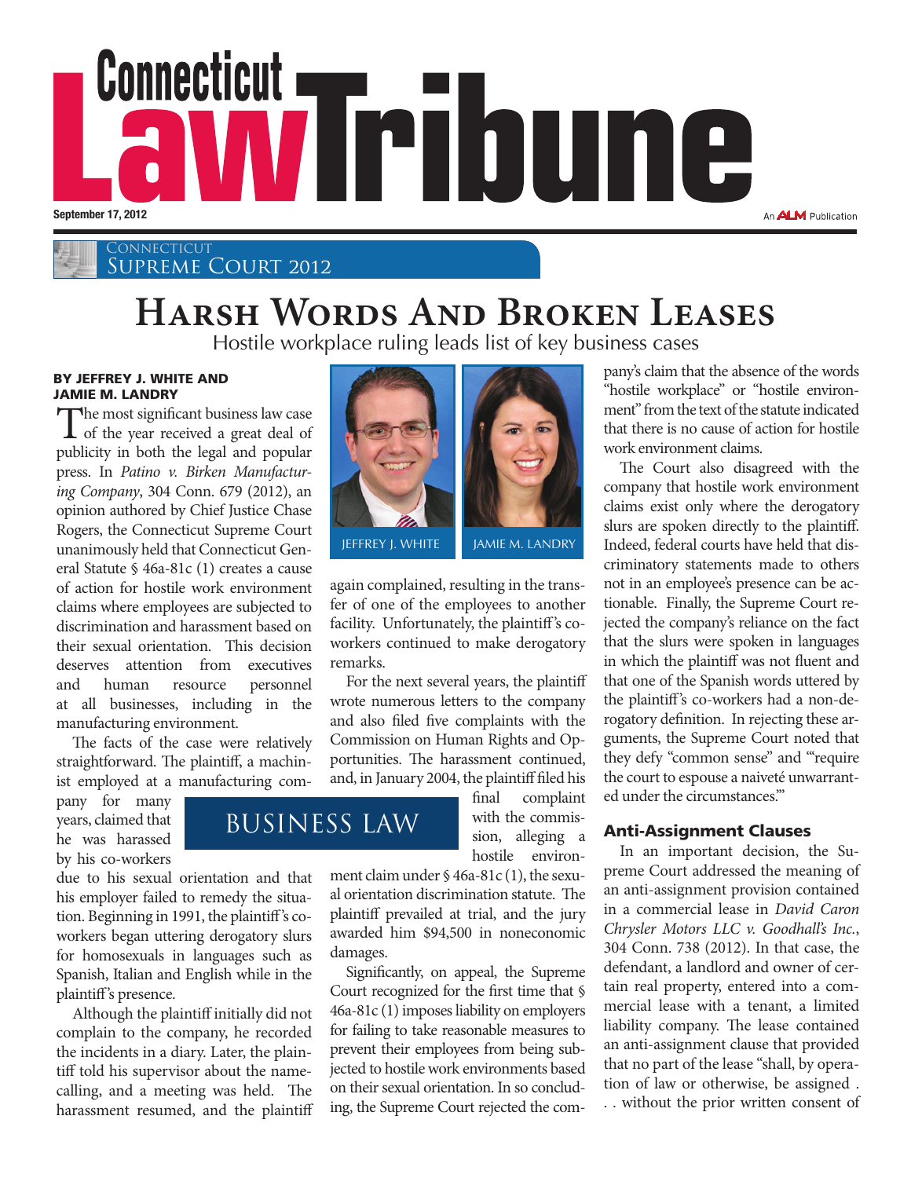Connecticut Law Tribune

September 17, 2012

Connecticut Supreme Court 2012

# Harsh Words And Broken Leases

Hostile workplace ruling leads list of key business cases

**BY JEFFREY J. WHITE AND JAMIE M. LANDRY**

JEFFREY J. WHITE | JAMIE M. LANDRY

BUSINESS LAW

The most significant business law case of the year received a great deal of publicity in both the legal and popular press. In *Patino v. Birken Manufacturing Company*, 304 Conn. 679 (2012), an opinion authored by Chief Justice Chase Rogers, the Connecticut Supreme Court unanimously held that Connecticut General Statute § 46a-81c (1) creates a cause of action for hostile work environment claims where employees are subjected to discrimination and harassment based on their sexual orientation. This decision deserves attention from executives and human resource personnel at all businesses, including in the manufacturing environment.

The facts of the case were relatively straightforward. The plaintiff, a machinist employed at a manufacturing company for many years, claimed that he was harassed by his co-workers due to his sexual orientation and that his employer failed to remedy the situation. Beginning in 1991, the plaintiff's co-workers began uttering derogatory slurs for homosexuals in languages such as Spanish, Italian and English while in the plaintiff's presence.

Although the plaintiff initially did not complain to the company, he recorded the incidents in a diary. Later, the plaintiff told his supervisor about the name-calling, and a meeting was held. The harassment resumed, and the plaintiff again complained, resulting in the transfer of one of the employees to another facility. Unfortunately, the plaintiff's co-workers continued to make derogatory remarks.

For the next several years, the plaintiff wrote numerous letters to the company and also filed five complaints with the Commission on Human Rights and Opportunities. The harassment continued, and, in January 2004, the plaintiff filed his final complaint with the commission, alleging a hostile environment claim under § 46a-81c (1), the sexual orientation discrimination statute. The plaintiff prevailed at trial, and the jury awarded him $94,500 in noneconomic damages.

Significantly, on appeal, the Supreme Court recognized for the first time that § 46a-81c (1) imposes liability on employers for failing to take reasonable measures to prevent their employees from being subjected to hostile work environments based on their sexual orientation. In so concluding, the Supreme Court rejected the company's claim that the absence of the words "hostile workplace" or "hostile environment" from the text of the statute indicated that there is no cause of action for hostile work environment claims.

The Court also disagreed with the company that hostile work environment claims exist only where the derogatory slurs are spoken directly to the plaintiff. Indeed, federal courts have held that discriminatory statements made to others not in an employee's presence can be actionable. Finally, the Supreme Court rejected the company's reliance on the fact that the slurs were spoken in languages in which the plaintiff was not fluent and that one of the Spanish words uttered by the plaintiff's co-workers had a non-derogatory definition. In rejecting these arguments, the Supreme Court noted that they defy "common sense" and "'require the court to espouse a naiveté unwarranted under the circumstances.'"

## Anti-Assignment Clauses

In an important decision, the Supreme Court addressed the meaning of an anti-assignment provision contained in a commercial lease in *David Caron Chrysler Motors LLC v. Goodhall's Inc.*, 304 Conn. 738 (2012). In that case, the defendant, a landlord and owner of certain real property, entered into a commercial lease with a tenant, a limited liability company. The lease contained an anti-assignment clause that provided that no part of the lease "shall, by operation of law or otherwise, be assigned . . . without the prior written consent of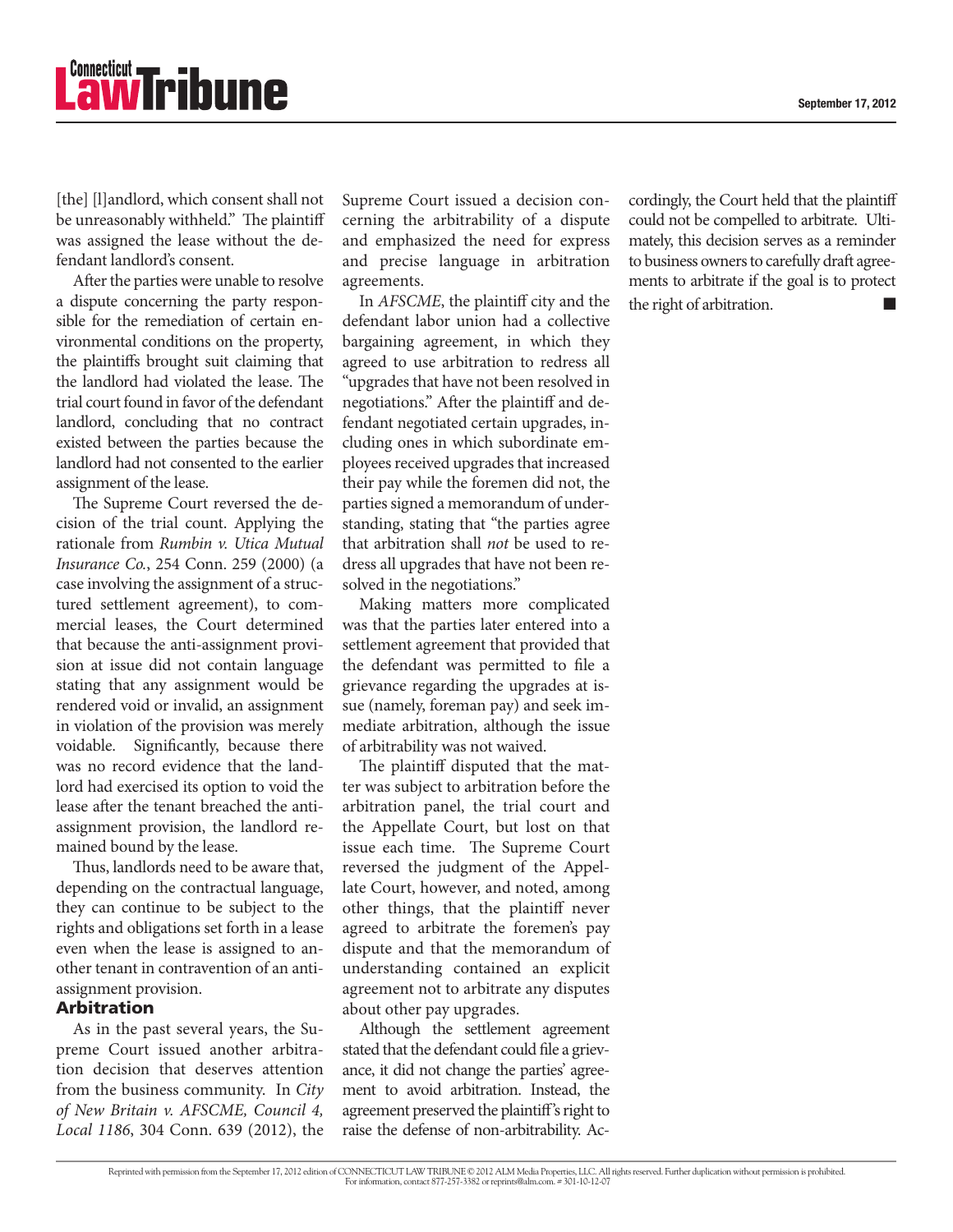[the] [l]andlord, which consent shall not be unreasonably withheld." The plaintiff was assigned the lease without the defendant landlord's consent.

After the parties were unable to resolve a dispute concerning the party responsible for the remediation of certain environmental conditions on the property, the plaintiffs brought suit claiming that the landlord had violated the lease. The trial court found in favor of the defendant landlord, concluding that no contract existed between the parties because the landlord had not consented to the earlier assignment of the lease.

The Supreme Court reversed the decision of the trial count. Applying the rationale from *Rumbin v. Utica Mutual Insurance Co.*, 254 Conn. 259 (2000) (a case involving the assignment of a structured settlement agreement), to commercial leases, the Court determined that because the anti-assignment provision at issue did not contain language stating that any assignment would be rendered void or invalid, an assignment in violation of the provision was merely voidable. Significantly, because there was no record evidence that the landlord had exercised its option to void the lease after the tenant breached the anti-assignment provision, the landlord remained bound by the lease.

Thus, landlords need to be aware that, depending on the contractual language, they can continue to be subject to the rights and obligations set forth in a lease even when the lease is assigned to another tenant in contravention of an anti-assignment provision.

## Arbitration

As in the past several years, the Supreme Court issued another arbitration decision that deserves attention from the business community. In *City of New Britain v. AFSCME, Council 4, Local 1186*, 304 Conn. 639 (2012), the Supreme Court issued a decision concerning the arbitrability of a dispute and emphasized the need for express and precise language in arbitration agreements.

In *AFSCME*, the plaintiff city and the defendant labor union had a collective bargaining agreement, in which they agreed to use arbitration to redress all "upgrades that have not been resolved in negotiations." After the plaintiff and defendant negotiated certain upgrades, including ones in which subordinate employees received upgrades that increased their pay while the foremen did not, the parties signed a memorandum of understanding, stating that "the parties agree that arbitration shall *not* be used to redress all upgrades that have not been resolved in the negotiations."

Making matters more complicated was that the parties later entered into a settlement agreement that provided that the defendant was permitted to file a grievance regarding the upgrades at issue (namely, foreman pay) and seek immediate arbitration, although the issue of arbitrability was not waived.

The plaintiff disputed that the matter was subject to arbitration before the arbitration panel, the trial court and the Appellate Court, but lost on that issue each time. The Supreme Court reversed the judgment of the Appellate Court, however, and noted, among other things, that the plaintiff never agreed to arbitrate the foremen's pay dispute and that the memorandum of understanding contained an explicit agreement not to arbitrate any disputes about other pay upgrades.

Although the settlement agreement stated that the defendant could file a grievance, it did not change the parties' agreement to avoid arbitration. Instead, the agreement preserved the plaintiff's right to raise the defense of non-arbitrability. Accordingly, the Court held that the plaintiff could not be compelled to arbitrate. Ultimately, this decision serves as a reminder to business owners to carefully draft agreements to arbitrate if the goal is to protect the right of arbitration. ■

Reprinted with permission from the September 17, 2012 edition of CONNECTICUT LAW TRIBUNE © 2012 ALM Media Properties, LLC. All rights reserved. Further duplication without permission is prohibited. For information, contact 877-257-3382 or reprints@alm.com. # 301-10-12-07